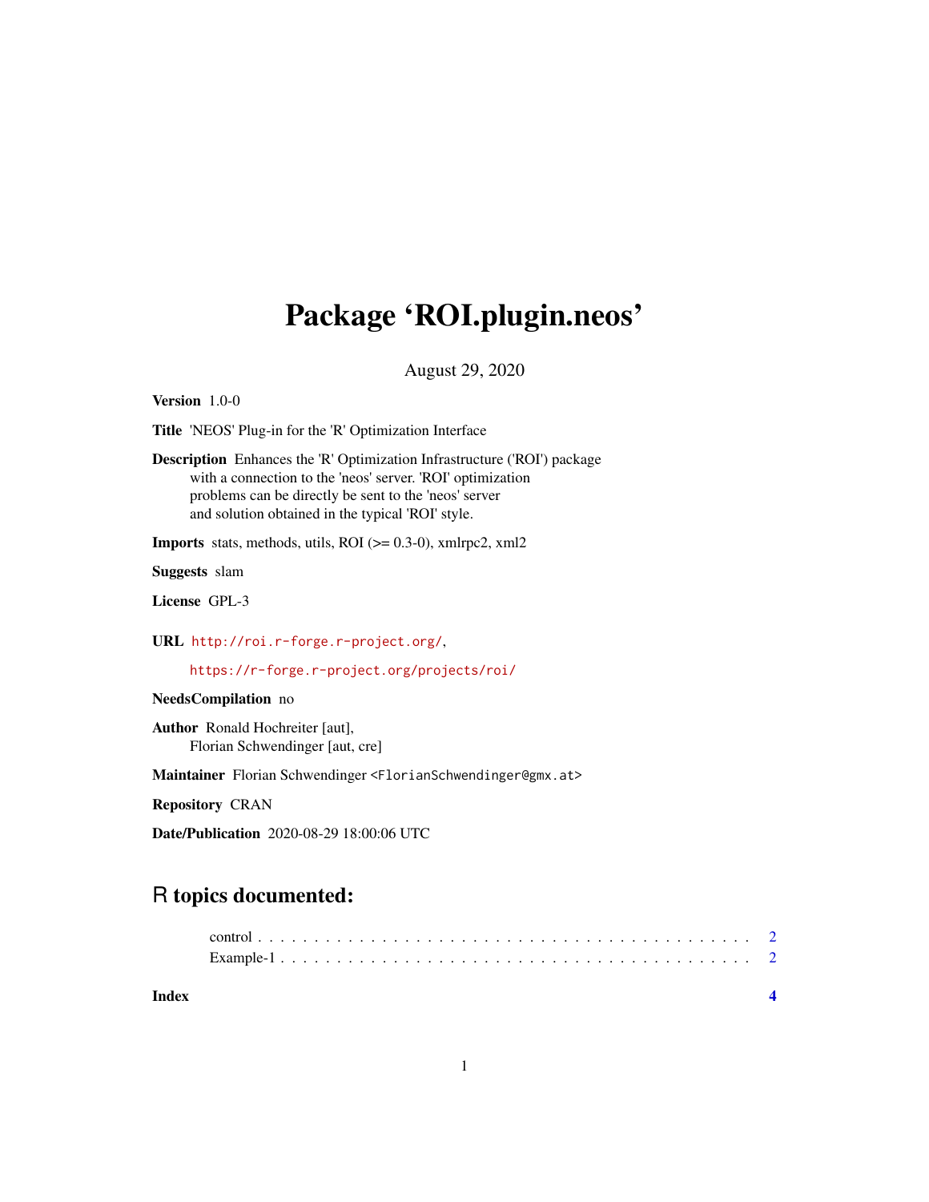# Package 'ROI.plugin.neos'

August 29, 2020

**Version** 1.0-0

**Title** 'NEOS' Plug-in for the 'R' Optimization Interface

**Description** Enhances the 'R' Optimization Infrastructure ('ROI') package with a connection to the 'neos' server. 'ROI' optimization problems can be directly be sent to the 'neos' server and solution obtained in the typical 'ROI' style.

**Imports** stats, methods, utils, ROI (>= 0.3-0), xmlrpc2, xml2

**Suggests** slam

**License** GPL-3

**URL** http://roi.r-forge.r-project.org/,

https://r-forge.r-project.org/projects/roi/

**NeedsCompilation** no

**Author** Ronald Hochreiter [aut], Florian Schwendinger [aut, cre]

**Maintainer** Florian Schwendinger <FlorianSchwendinger@gmx.at>

**Repository** CRAN

**Date/Publication** 2020-08-29 18:00:06 UTC

## R topics documented:

- control . . . . . . . . . . . . . . . . . . . . . . . . . . . . . . . . . . . . . . . . . . 2
- Example-1 . . . . . . . . . . . . . . . . . . . . . . . . . . . . . . . . . . . . . . . . 2

**Index** 4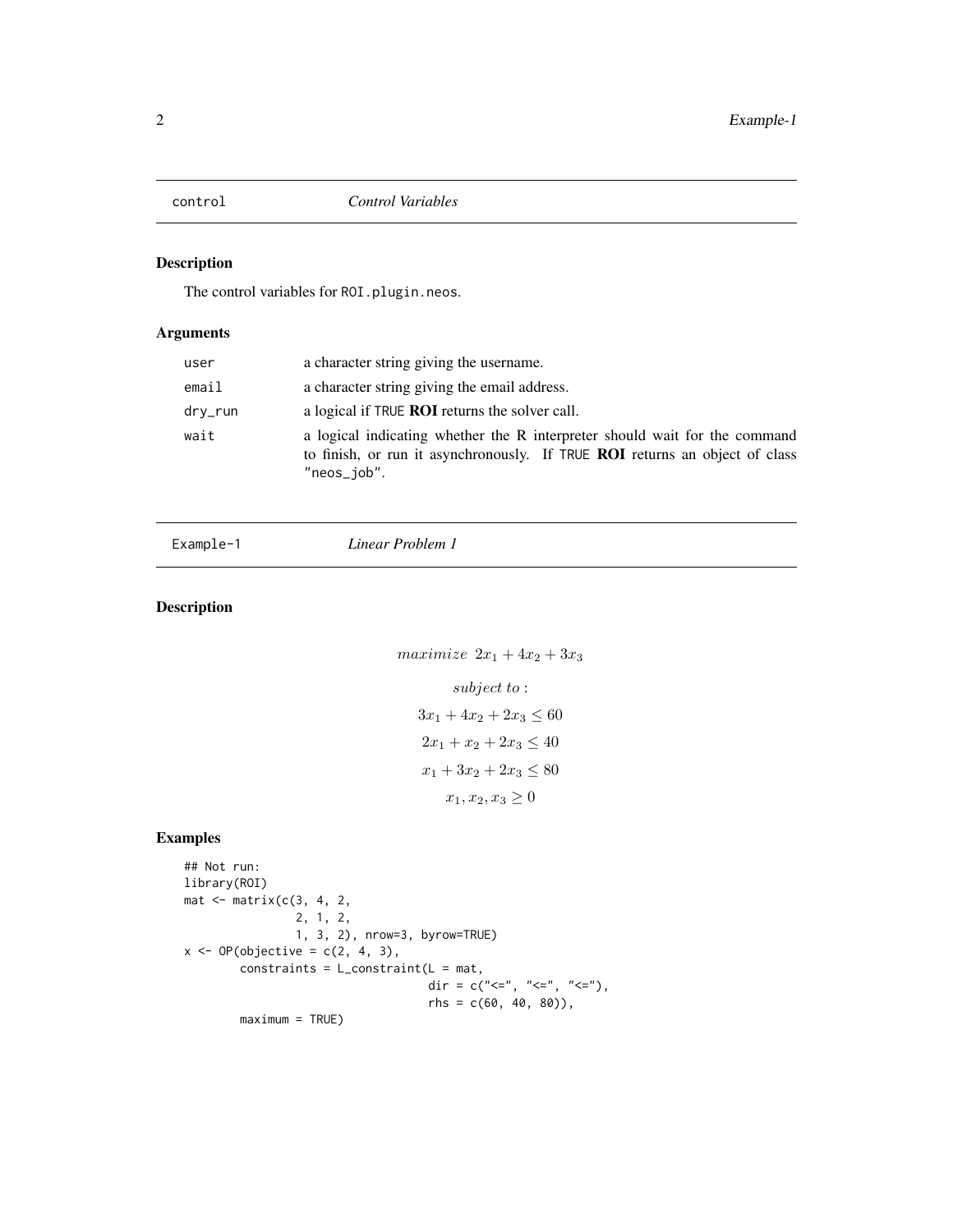## control — *Control Variables*

### Description

The control variables for `ROI.plugin.neos`.

### Arguments

| | |
|---|---|
| `user` | a character string giving the username. |
| `email` | a character string giving the email address. |
| `dry_run` | a logical if `TRUE` **ROI** returns the solver call. |
| `wait` | a logical indicating whether the R interpreter should wait for the command to finish, or run it asynchronously. If `TRUE` **ROI** returns an object of class `"neos_job"`. |

## Example-1 — *Linear Problem 1*

### Description

$$maximize\ \ 2x_1 + 4x_2 + 3x_3$$

$$subject\ to:$$

$$3x_1 + 4x_2 + 2x_3 \leq 60$$

$$2x_1 + x_2 + 2x_3 \leq 40$$

$$x_1 + 3x_2 + 2x_3 \leq 80$$

$$x_1, x_2, x_3 \geq 0$$

### Examples

```
## Not run:
library(ROI)
mat <- matrix(c(3, 4, 2,
                2, 1, 2,
                1, 3, 2), nrow=3, byrow=TRUE)
x <- OP(objective = c(2, 4, 3),
        constraints = L_constraint(L = mat,
                                   dir = c("<=", "<=", "<="),
                                   rhs = c(60, 40, 80)),
        maximum = TRUE)
```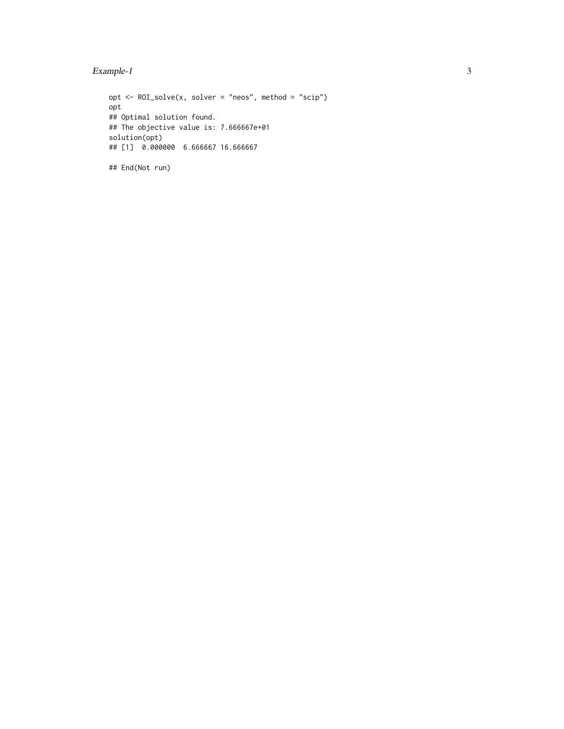```
opt <- ROI_solve(x, solver = "neos", method = "scip")
opt
## Optimal solution found.
## The objective value is: 7.666667e+01
solution(opt)
## [1]  0.000000  6.666667 16.666667

## End(Not run)
```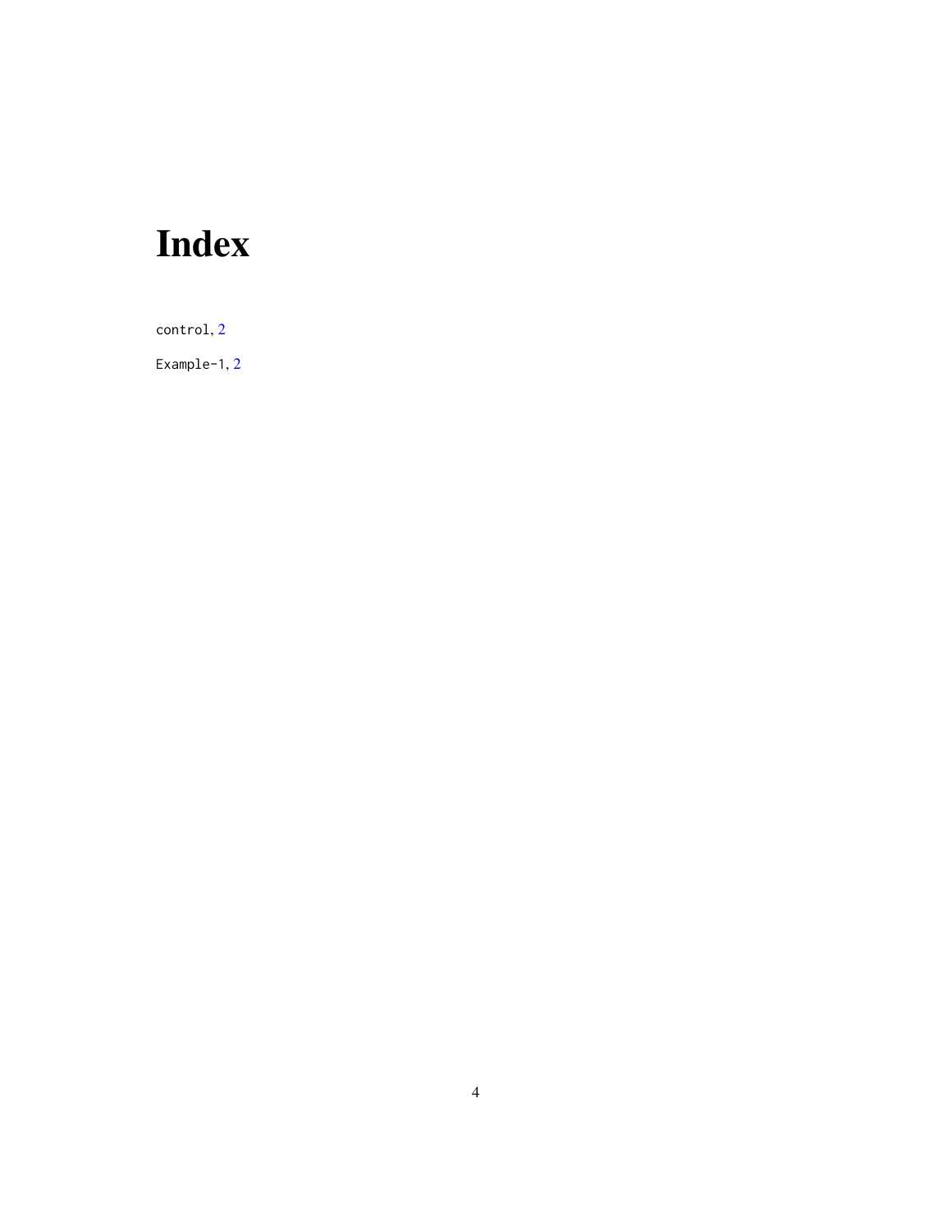# Index

`control`, 2

`Example-1`, 2